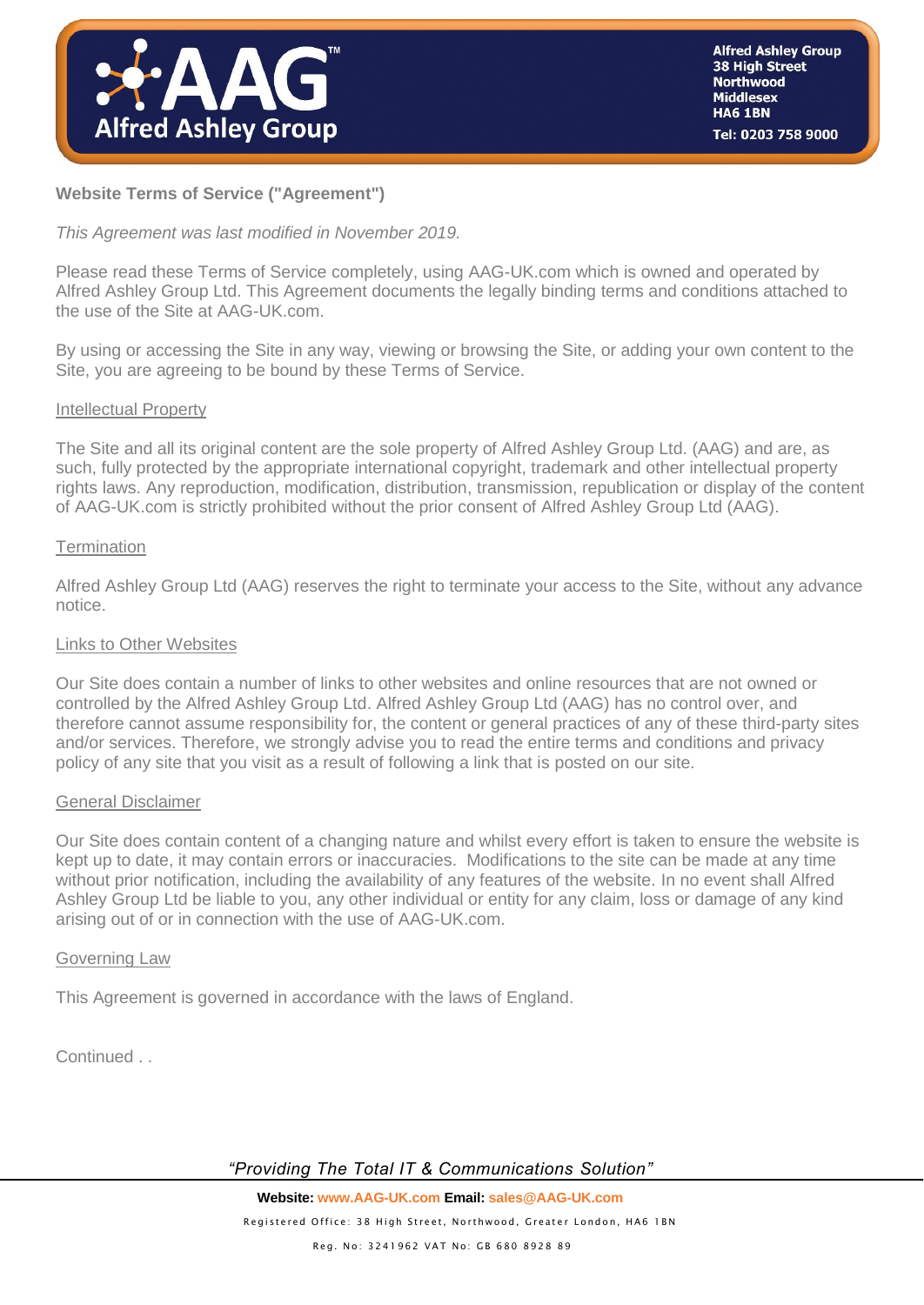## Website Terms of Service ("Agreement")

*This Agreement was last modified in November 2019.*

Please read these Terms of Service completely, using AAG-UK.com which is owned and operated by Alfred Ashley Group Ltd. This Agreement documents the legally binding terms and conditions attached to the use of the Site at AAG-UK.com.

By using or accessing the Site in any way, viewing or browsing the Site, or adding your own content to the Site, you are agreeing to be bound by these Terms of Service.

### Intellectual Property

The Site and all its original content are the sole property of Alfred Ashley Group Ltd. (AAG) and are, as such, fully protected by the appropriate international copyright, trademark and other intellectual property rights laws. Any reproduction, modification, distribution, transmission, republication or display of the content of AAG-UK.com is strictly prohibited without the prior consent of Alfred Ashley Group Ltd (AAG).

### Termination

Alfred Ashley Group Ltd (AAG) reserves the right to terminate your access to the Site, without any advance notice.

### Links to Other Websites

Our Site does contain a number of links to other websites and online resources that are not owned or controlled by the Alfred Ashley Group Ltd. Alfred Ashley Group Ltd (AAG) has no control over, and therefore cannot assume responsibility for, the content or general practices of any of these third-party sites and/or services. Therefore, we strongly advise you to read the entire terms and conditions and privacy policy of any site that you visit as a result of following a link that is posted on our site.

### General Disclaimer

Our Site does contain content of a changing nature and whilst every effort is taken to ensure the website is kept up to date, it may contain errors or inaccuracies. Modifications to the site can be made at any time without prior notification, including the availability of any features of the website. In no event shall Alfred Ashley Group Ltd be liable to you, any other individual or entity for any claim, loss or damage of any kind arising out of or in connection with the use of AAG-UK.com.

### Governing Law

This Agreement is governed in accordance with the laws of England.

Continued . .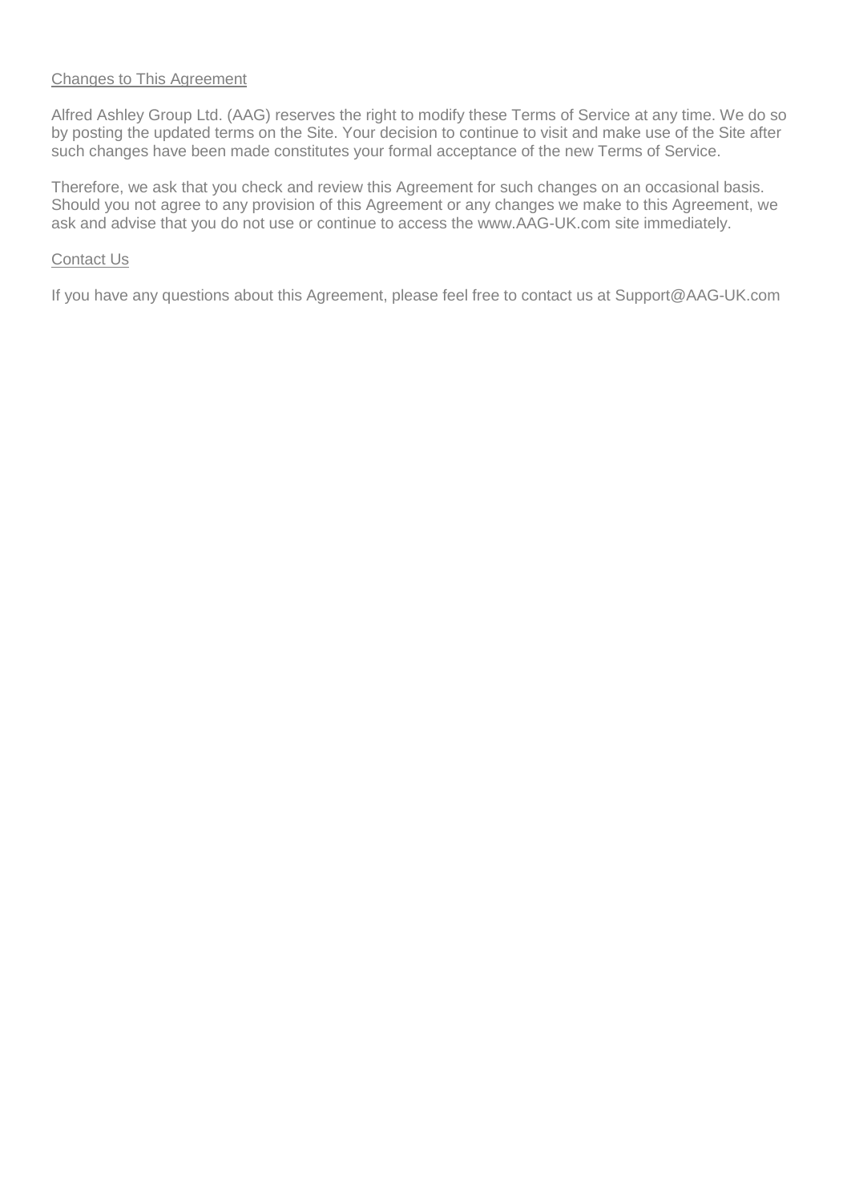## Changes to This Agreement

Alfred Ashley Group Ltd. (AAG) reserves the right to modify these Terms of Service at any time. We do so by posting the updated terms on the Site. Your decision to continue to visit and make use of the Site after such changes have been made constitutes your formal acceptance of the new Terms of Service.

Therefore, we ask that you check and review this Agreement for such changes on an occasional basis. Should you not agree to any provision of this Agreement or any changes we make to this Agreement, we ask and advise that you do not use or continue to access the www.AAG-UK.com site immediately.

## Contact Us

If you have any questions about this Agreement, please feel free to contact us at Support@AAG-UK.com